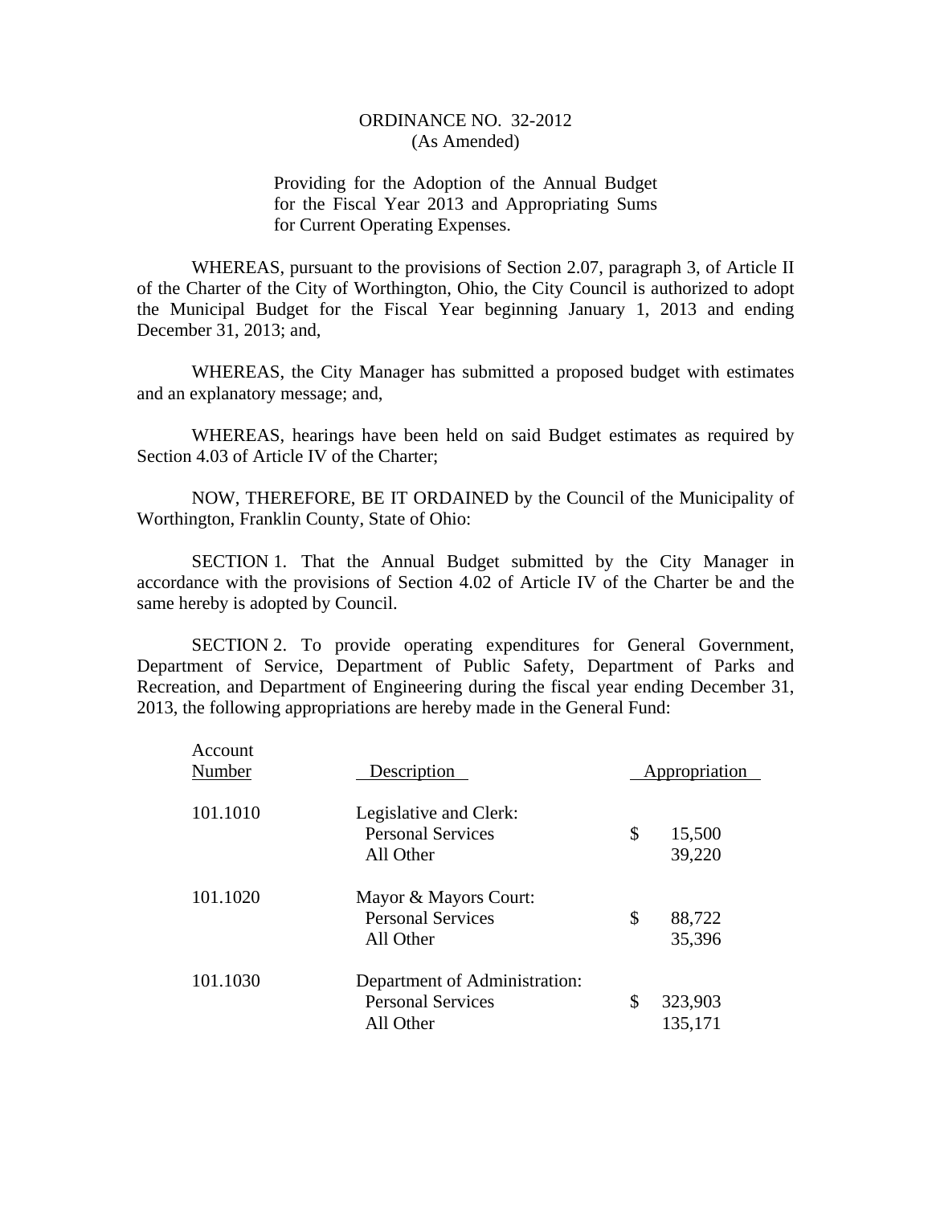# ORDINANCE NO. 32-2012
(As Amended)

Providing for the Adoption of the Annual Budget for the Fiscal Year 2013 and Appropriating Sums for Current Operating Expenses.

WHEREAS, pursuant to the provisions of Section 2.07, paragraph 3, of Article II of the Charter of the City of Worthington, Ohio, the City Council is authorized to adopt the Municipal Budget for the Fiscal Year beginning January 1, 2013 and ending December 31, 2013; and,

WHEREAS, the City Manager has submitted a proposed budget with estimates and an explanatory message; and,

WHEREAS, hearings have been held on said Budget estimates as required by Section 4.03 of Article IV of the Charter;

NOW, THEREFORE, BE IT ORDAINED by the Council of the Municipality of Worthington, Franklin County, State of Ohio:

SECTION 1. That the Annual Budget submitted by the City Manager in accordance with the provisions of Section 4.02 of Article IV of the Charter be and the same hereby is adopted by Council.

SECTION 2. To provide operating expenditures for General Government, Department of Service, Department of Public Safety, Department of Parks and Recreation, and Department of Engineering during the fiscal year ending December 31, 2013, the following appropriations are hereby made in the General Fund:

| Account Number | Description | Appropriation |
|---|---|---|
| 101.1010 | Legislative and Clerk: | |
| | Personal Services | $ 15,500 |
| | All Other | 39,220 |
| 101.1020 | Mayor & Mayors Court: | |
| | Personal Services | $ 88,722 |
| | All Other | 35,396 |
| 101.1030 | Department of Administration: | |
| | Personal Services | $ 323,903 |
| | All Other | 135,171 |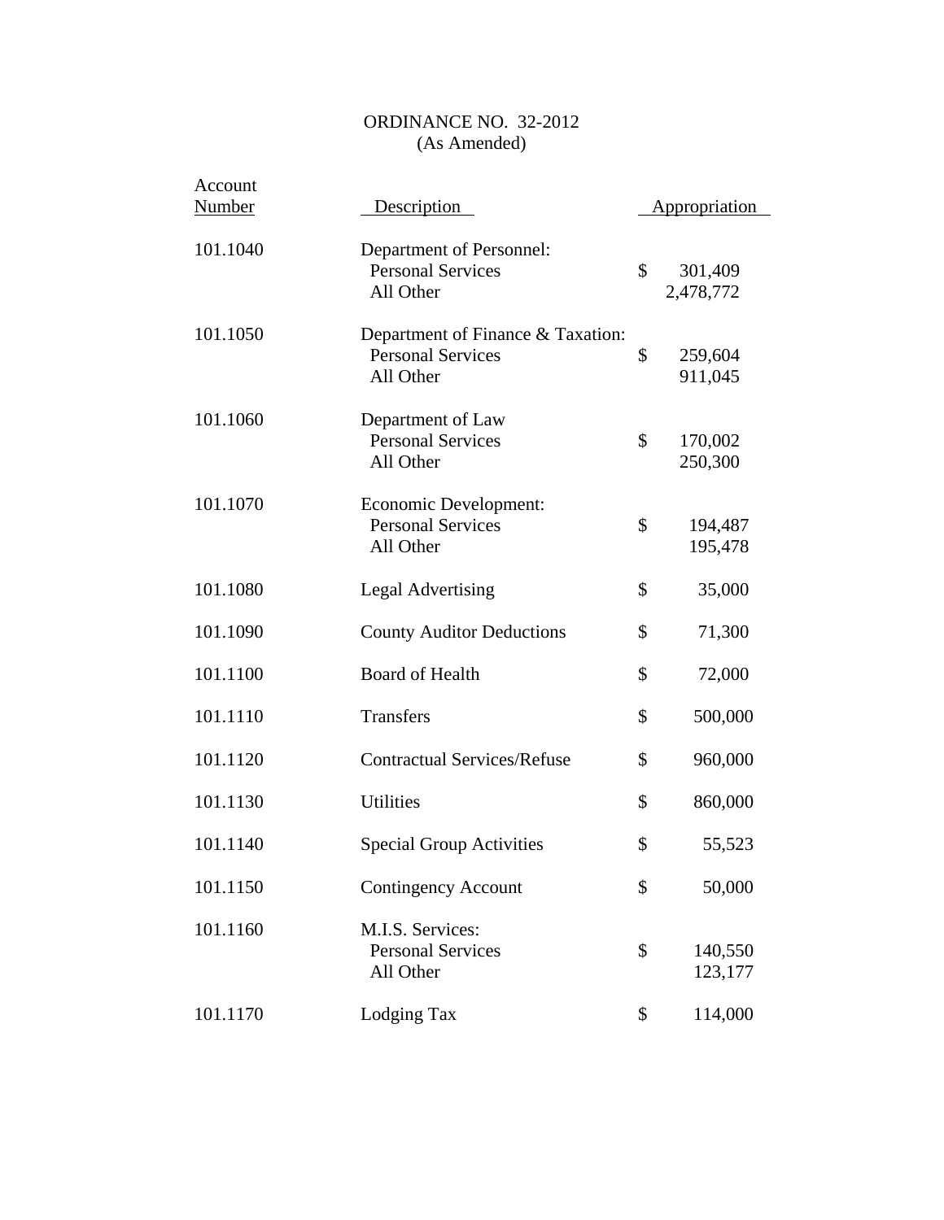ORDINANCE NO. 32-2012
(As Amended)

| Account Number | Description | Appropriation |
|---|---|---|
| 101.1040 | Department of Personnel: | |
| | Personal Services | $ 301,409 |
| | All Other | 2,478,772 |
| 101.1050 | Department of Finance & Taxation: | |
| | Personal Services | $ 259,604 |
| | All Other | 911,045 |
| 101.1060 | Department of Law | |
| | Personal Services | $ 170,002 |
| | All Other | 250,300 |
| 101.1070 | Economic Development: | |
| | Personal Services | $ 194,487 |
| | All Other | 195,478 |
| 101.1080 | Legal Advertising | $ 35,000 |
| 101.1090 | County Auditor Deductions | $ 71,300 |
| 101.1100 | Board of Health | $ 72,000 |
| 101.1110 | Transfers | $ 500,000 |
| 101.1120 | Contractual Services/Refuse | $ 960,000 |
| 101.1130 | Utilities | $ 860,000 |
| 101.1140 | Special Group Activities | $ 55,523 |
| 101.1150 | Contingency Account | $ 50,000 |
| 101.1160 | M.I.S. Services: | |
| | Personal Services | $ 140,550 |
| | All Other | 123,177 |
| 101.1170 | Lodging Tax | $ 114,000 |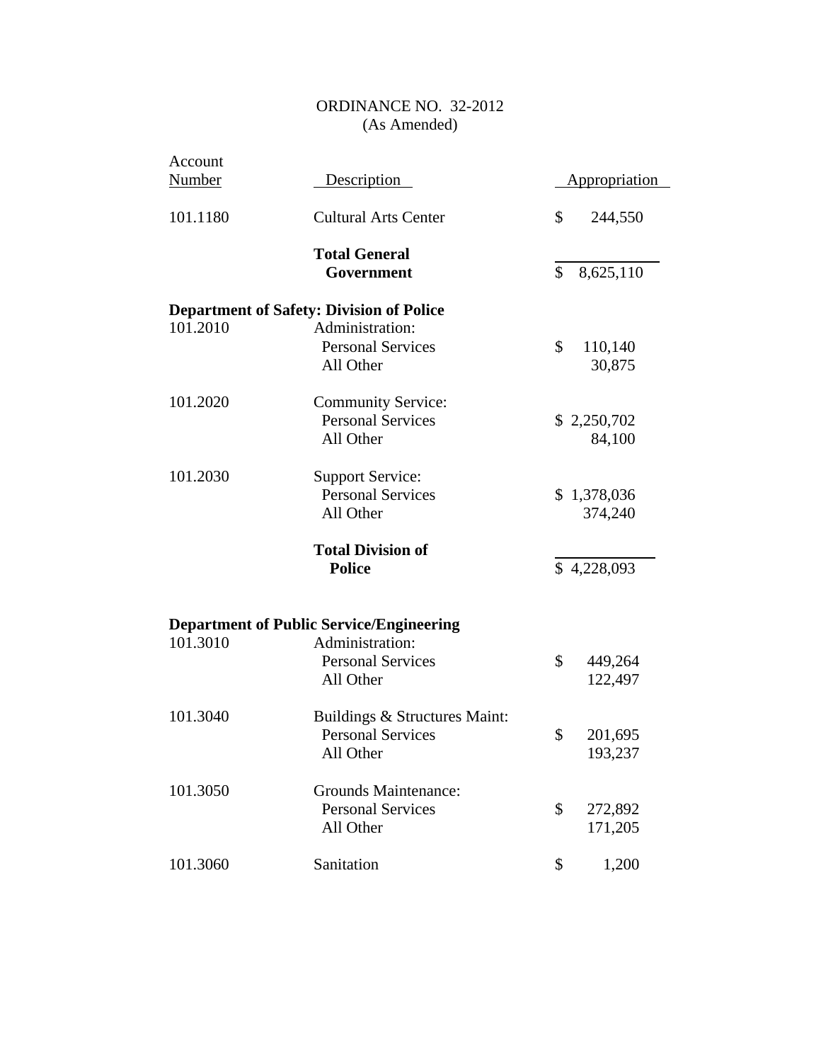ORDINANCE NO. 32-2012
(As Amended)

| Account Number | Description | Appropriation |
|---|---|---|
| 101.1180 | Cultural Arts Center | $ 244,550 |
| | **Total General Government** | $ 8,625,110 |
| **Department of Safety: Division of Police** | | |
| 101.2010 | Administration: | |
| | Personal Services | $ 110,140 |
| | All Other | 30,875 |
| 101.2020 | Community Service: | |
| | Personal Services | $ 2,250,702 |
| | All Other | 84,100 |
| 101.2030 | Support Service: | |
| | Personal Services | $ 1,378,036 |
| | All Other | 374,240 |
| | **Total Division of Police** | $ 4,228,093 |
| **Department of Public Service/Engineering** | | |
| 101.3010 | Administration: | |
| | Personal Services | $ 449,264 |
| | All Other | 122,497 |
| 101.3040 | Buildings & Structures Maint: | |
| | Personal Services | $ 201,695 |
| | All Other | 193,237 |
| 101.3050 | Grounds Maintenance: | |
| | Personal Services | $ 272,892 |
| | All Other | 171,205 |
| 101.3060 | Sanitation | $ 1,200 |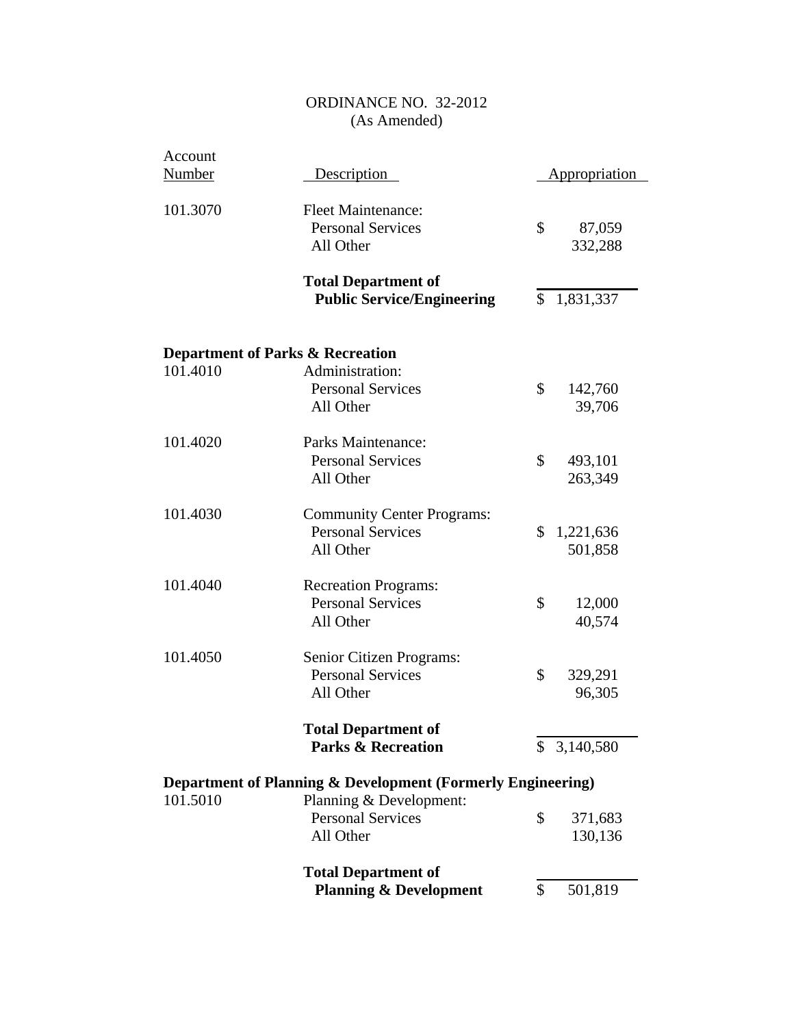ORDINANCE NO. 32-2012
(As Amended)

| Account Number | Description | Appropriation |
|---|---|---|
| 101.3070 | Fleet Maintenance: | |
| | Personal Services | $ 87,059 |
| | All Other | 332,288 |
| | **Total Department of Public Service/Engineering** | $ 1,831,337 |
| **Department of Parks & Recreation** | | |
| 101.4010 | Administration: | |
| | Personal Services | $ 142,760 |
| | All Other | 39,706 |
| 101.4020 | Parks Maintenance: | |
| | Personal Services | $ 493,101 |
| | All Other | 263,349 |
| 101.4030 | Community Center Programs: | |
| | Personal Services | $ 1,221,636 |
| | All Other | 501,858 |
| 101.4040 | Recreation Programs: | |
| | Personal Services | $ 12,000 |
| | All Other | 40,574 |
| 101.4050 | Senior Citizen Programs: | |
| | Personal Services | $ 329,291 |
| | All Other | 96,305 |
| | **Total Department of Parks & Recreation** | $ 3,140,580 |
| **Department of Planning & Development (Formerly Engineering)** | | |
| 101.5010 | Planning & Development: | |
| | Personal Services | $ 371,683 |
| | All Other | 130,136 |
| | **Total Department of Planning & Development** | $ 501,819 |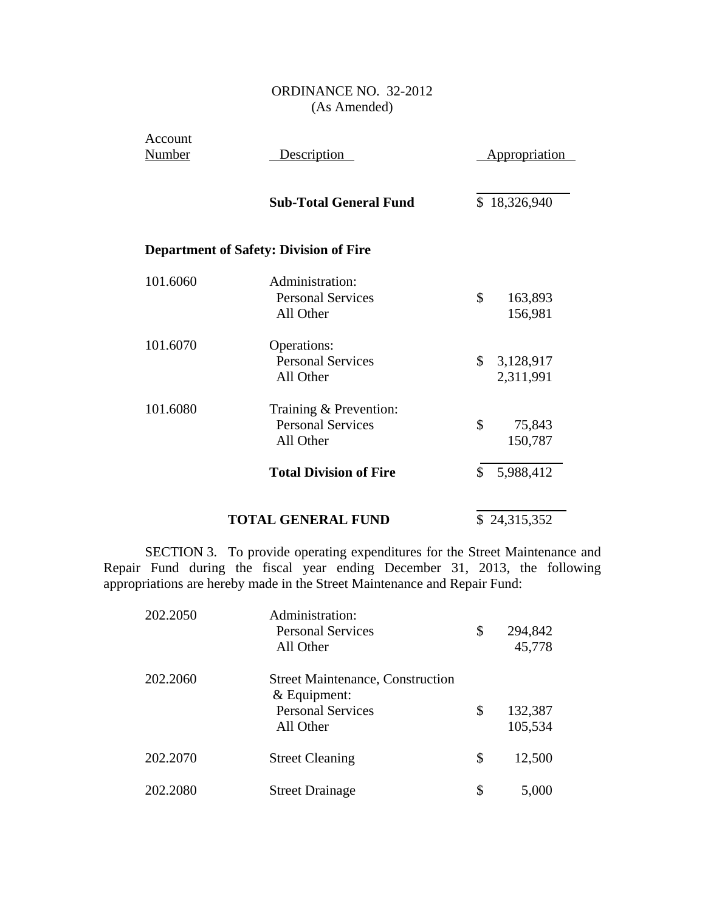ORDINANCE NO. 32-2012
(As Amended)

| Account Number | Description | Appropriation |
|---|---|---|
| | **Sub-Total General Fund** | $ 18,326,940 |
| | | |
| **Department of Safety: Division of Fire** | | |
| 101.6060 | Administration: | |
| | Personal Services | $ 163,893 |
| | All Other | 156,981 |
| 101.6070 | Operations: | |
| | Personal Services | $ 3,128,917 |
| | All Other | 2,311,991 |
| 101.6080 | Training & Prevention: | |
| | Personal Services | $ 75,843 |
| | All Other | 150,787 |
| | **Total Division of Fire** | $ 5,988,412 |
| | | |
| | **TOTAL GENERAL FUND** | $ 24,315,352 |

SECTION 3. To provide operating expenditures for the Street Maintenance and Repair Fund during the fiscal year ending December 31, 2013, the following appropriations are hereby made in the Street Maintenance and Repair Fund:

| Account Number | Description | Appropriation |
|---|---|---|
| 202.2050 | Administration: | |
| | Personal Services | $ 294,842 |
| | All Other | 45,778 |
| 202.2060 | Street Maintenance, Construction & Equipment: | |
| | Personal Services | $ 132,387 |
| | All Other | 105,534 |
| 202.2070 | Street Cleaning | $ 12,500 |
| 202.2080 | Street Drainage | $ 5,000 |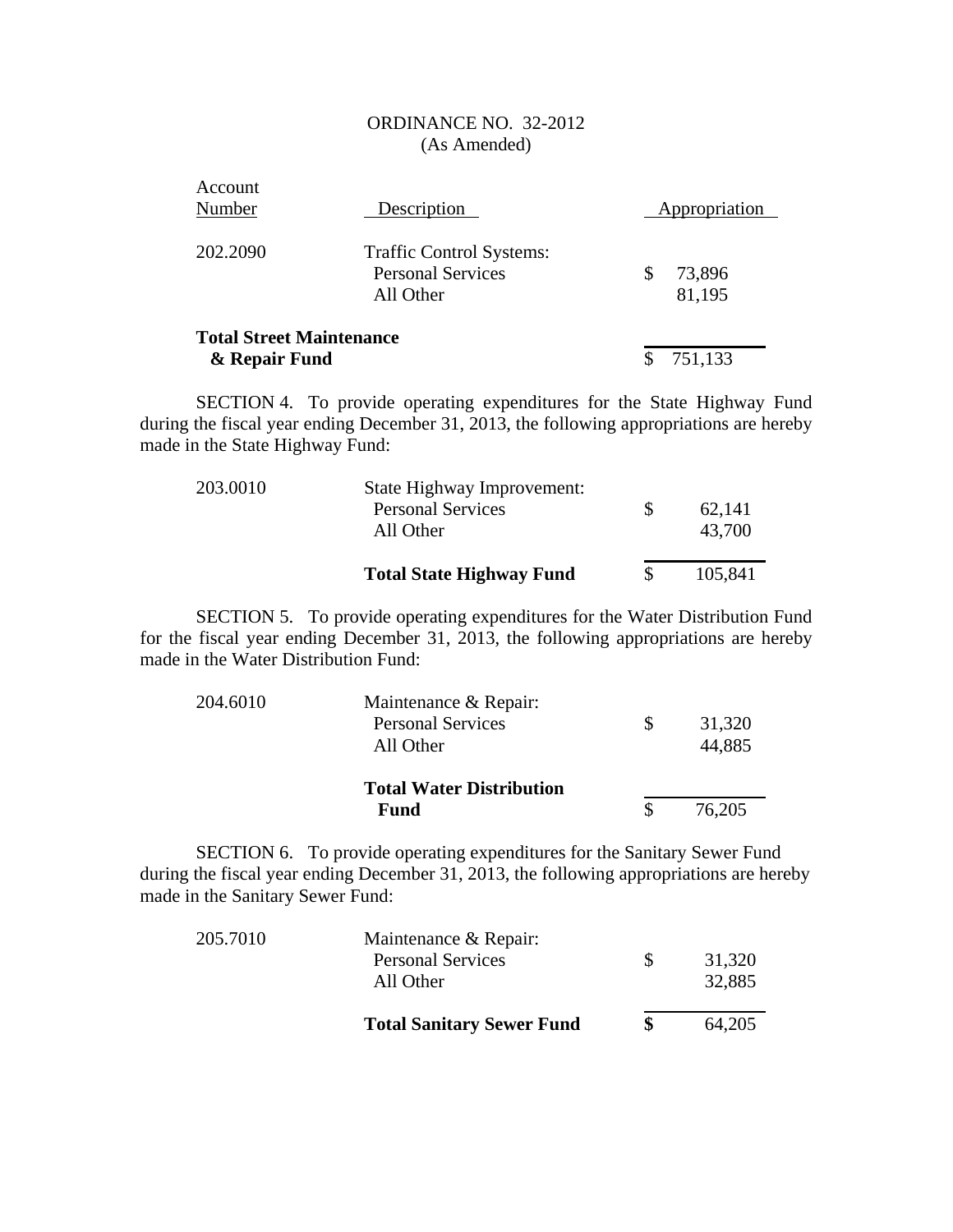ORDINANCE NO. 32-2012
(As Amended)

| Account Number | Description | Appropriation |
| --- | --- | --- |
| 202.2090 | Traffic Control Systems: | |
| | Personal Services | $ 73,896 |
| | All Other | 81,195 |
| **Total Street Maintenance & Repair Fund** | | $ 751,133 |

SECTION 4. To provide operating expenditures for the State Highway Fund during the fiscal year ending December 31, 2013, the following appropriations are hereby made in the State Highway Fund:

| | | |
| --- | --- | --- |
| 203.0010 | State Highway Improvement: | |
| | Personal Services | $ 62,141 |
| | All Other | 43,700 |
| | **Total State Highway Fund** | $ 105,841 |

SECTION 5. To provide operating expenditures for the Water Distribution Fund for the fiscal year ending December 31, 2013, the following appropriations are hereby made in the Water Distribution Fund:

| | | |
| --- | --- | --- |
| 204.6010 | Maintenance & Repair: | |
| | Personal Services | $ 31,320 |
| | All Other | 44,885 |
| | **Total Water Distribution Fund** | $ 76,205 |

SECTION 6. To provide operating expenditures for the Sanitary Sewer Fund during the fiscal year ending December 31, 2013, the following appropriations are hereby made in the Sanitary Sewer Fund:

| | | |
| --- | --- | --- |
| 205.7010 | Maintenance & Repair: | |
| | Personal Services | $ 31,320 |
| | All Other | 32,885 |
| | **Total Sanitary Sewer Fund** | **$** 64,205 |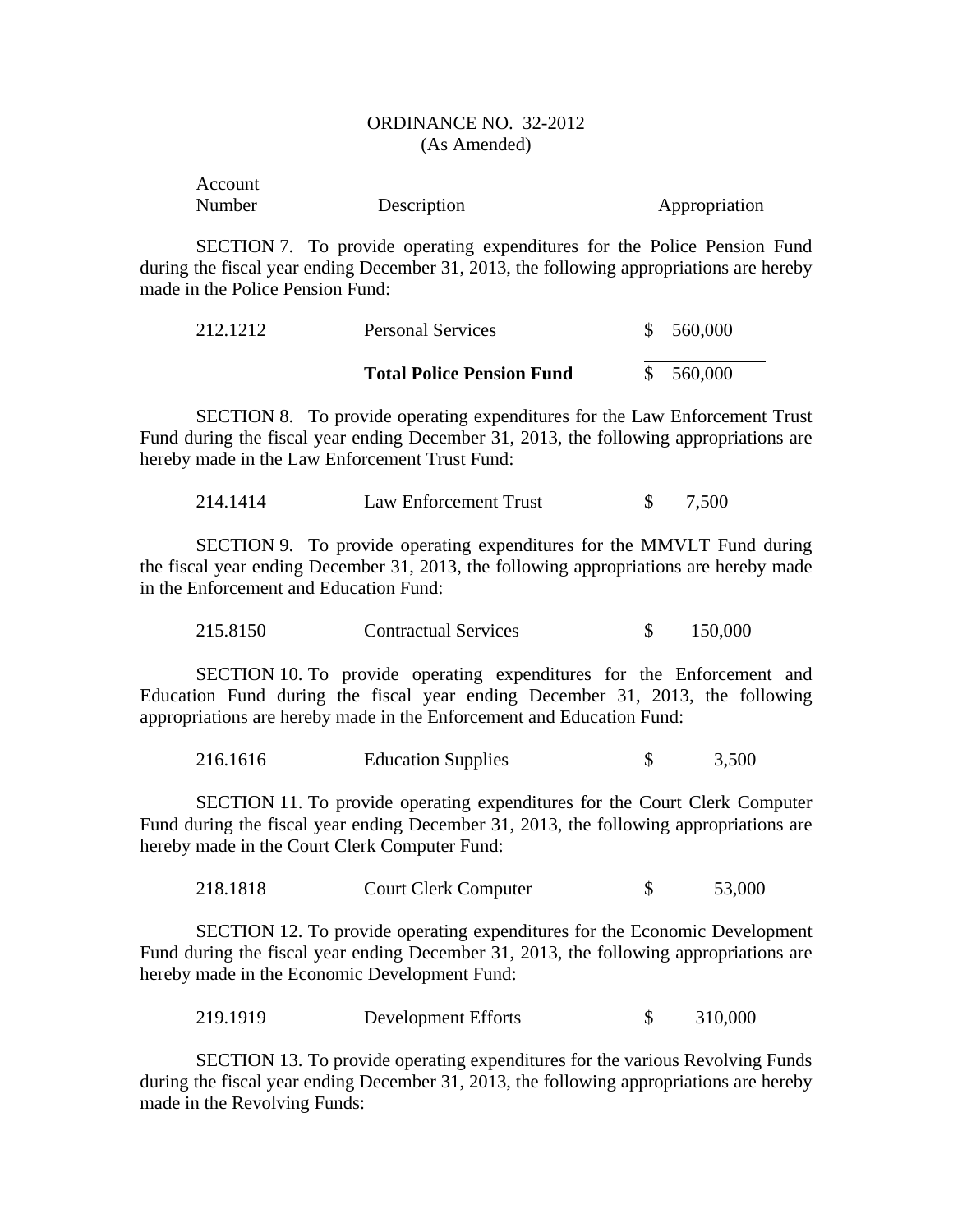ORDINANCE NO. 32-2012
(As Amended)

| Account Number | Description | Appropriation |
|---|---|---|

SECTION 7. To provide operating expenditures for the Police Pension Fund during the fiscal year ending December 31, 2013, the following appropriations are hereby made in the Police Pension Fund:

| | | |
|---|---|---|
| 212.1212 | Personal Services | $ 560,000 |
| | **Total Police Pension Fund** | $ 560,000 |

SECTION 8. To provide operating expenditures for the Law Enforcement Trust Fund during the fiscal year ending December 31, 2013, the following appropriations are hereby made in the Law Enforcement Trust Fund:

| | | |
|---|---|---|
| 214.1414 | Law Enforcement Trust | $ 7,500 |

SECTION 9. To provide operating expenditures for the MMVLT Fund during the fiscal year ending December 31, 2013, the following appropriations are hereby made in the Enforcement and Education Fund:

| | | |
|---|---|---|
| 215.8150 | Contractual Services | $ 150,000 |

SECTION 10. To provide operating expenditures for the Enforcement and Education Fund during the fiscal year ending December 31, 2013, the following appropriations are hereby made in the Enforcement and Education Fund:

| | | |
|---|---|---|
| 216.1616 | Education Supplies | $ 3,500 |

SECTION 11. To provide operating expenditures for the Court Clerk Computer Fund during the fiscal year ending December 31, 2013, the following appropriations are hereby made in the Court Clerk Computer Fund:

| | | |
|---|---|---|
| 218.1818 | Court Clerk Computer | $ 53,000 |

SECTION 12. To provide operating expenditures for the Economic Development Fund during the fiscal year ending December 31, 2013, the following appropriations are hereby made in the Economic Development Fund:

| | | |
|---|---|---|
| 219.1919 | Development Efforts | $ 310,000 |

SECTION 13. To provide operating expenditures for the various Revolving Funds during the fiscal year ending December 31, 2013, the following appropriations are hereby made in the Revolving Funds: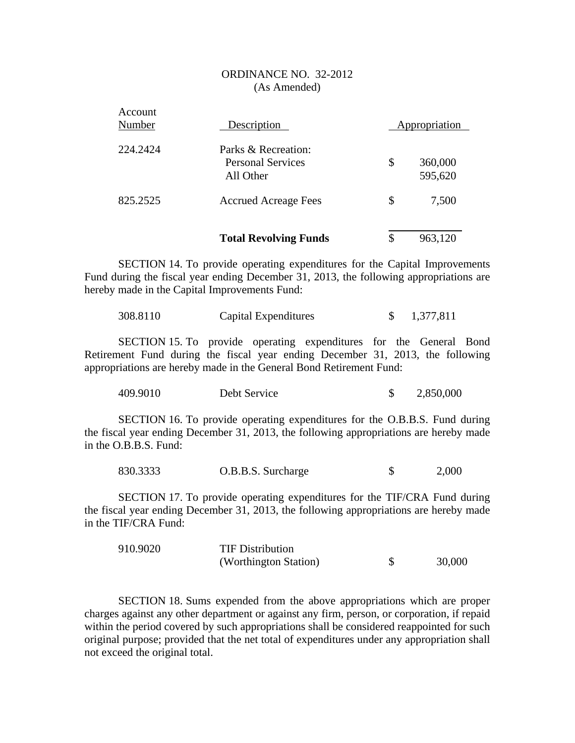ORDINANCE NO. 32-2012
(As Amended)

| Account Number | Description | Appropriation |
| --- | --- | --- |
| 224.2424 | Parks & Recreation: | |
| | Personal Services | $ 360,000 |
| | All Other | 595,620 |
| 825.2525 | Accrued Acreage Fees | $ 7,500 |
| | **Total Revolving Funds** | $ 963,120 |

SECTION 14. To provide operating expenditures for the Capital Improvements Fund during the fiscal year ending December 31, 2013, the following appropriations are hereby made in the Capital Improvements Fund:

| | | |
| --- | --- | --- |
| 308.8110 | Capital Expenditures | $ 1,377,811 |

SECTION 15. To provide operating expenditures for the General Bond Retirement Fund during the fiscal year ending December 31, 2013, the following appropriations are hereby made in the General Bond Retirement Fund:

| | | |
| --- | --- | --- |
| 409.9010 | Debt Service | $ 2,850,000 |

SECTION 16. To provide operating expenditures for the O.B.B.S. Fund during the fiscal year ending December 31, 2013, the following appropriations are hereby made in the O.B.B.S. Fund:

| | | |
| --- | --- | --- |
| 830.3333 | O.B.B.S. Surcharge | $ 2,000 |

SECTION 17. To provide operating expenditures for the TIF/CRA Fund during the fiscal year ending December 31, 2013, the following appropriations are hereby made in the TIF/CRA Fund:

| | | |
| --- | --- | --- |
| 910.9020 | TIF Distribution (Worthington Station) | $ 30,000 |

SECTION 18. Sums expended from the above appropriations which are proper charges against any other department or against any firm, person, or corporation, if repaid within the period covered by such appropriations shall be considered reappointed for such original purpose; provided that the net total of expenditures under any appropriation shall not exceed the original total.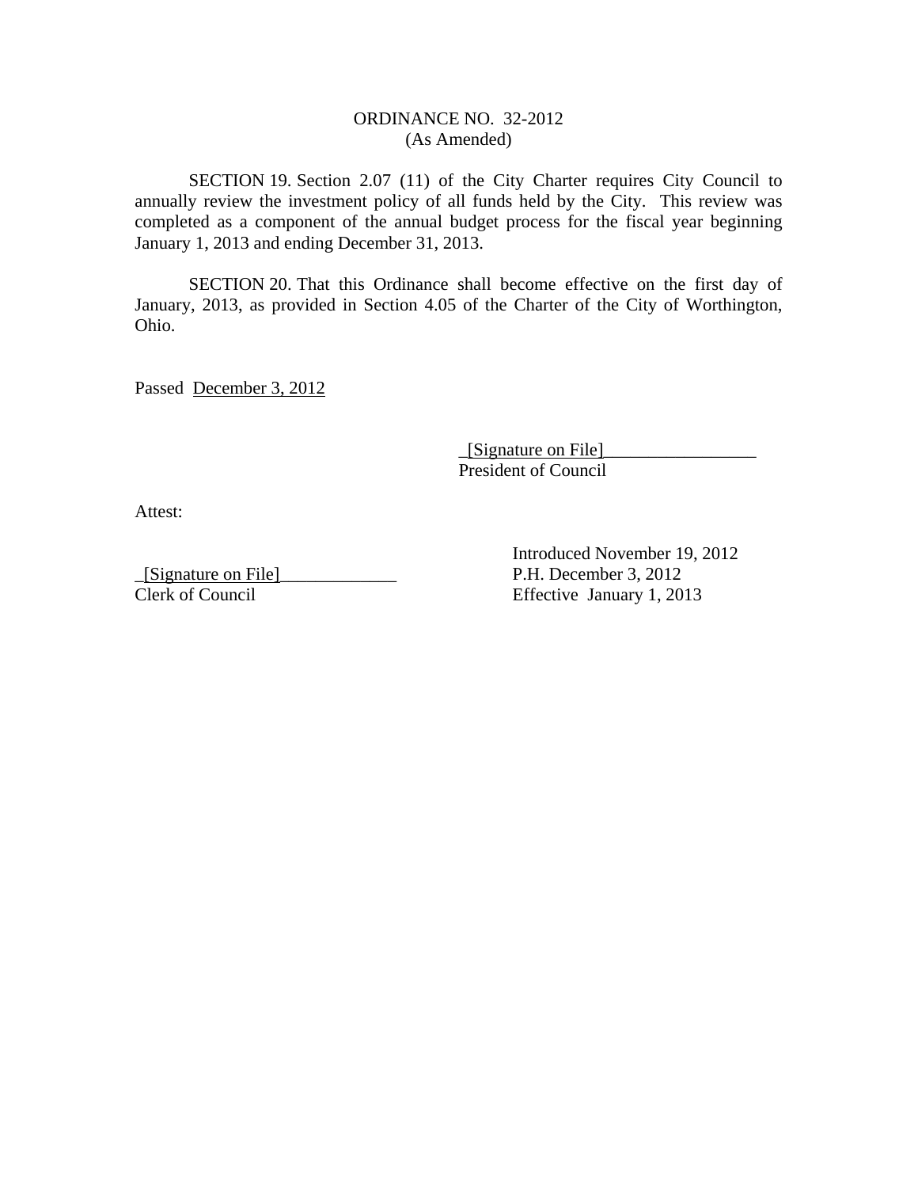ORDINANCE NO. 32-2012
(As Amended)

SECTION 19. Section 2.07 (11) of the City Charter requires City Council to annually review the investment policy of all funds held by the City. This review was completed as a component of the annual budget process for the fiscal year beginning January 1, 2013 and ending December 31, 2013.

SECTION 20. That this Ordinance shall become effective on the first day of January, 2013, as provided in Section 4.05 of the Charter of the City of Worthington, Ohio.

Passed December 3, 2012

_[Signature on File]_________________
President of Council

Attest:

_[Signature on File]_____________
Clerk of Council

Introduced November 19, 2012
P.H. December 3, 2012
Effective January 1, 2013